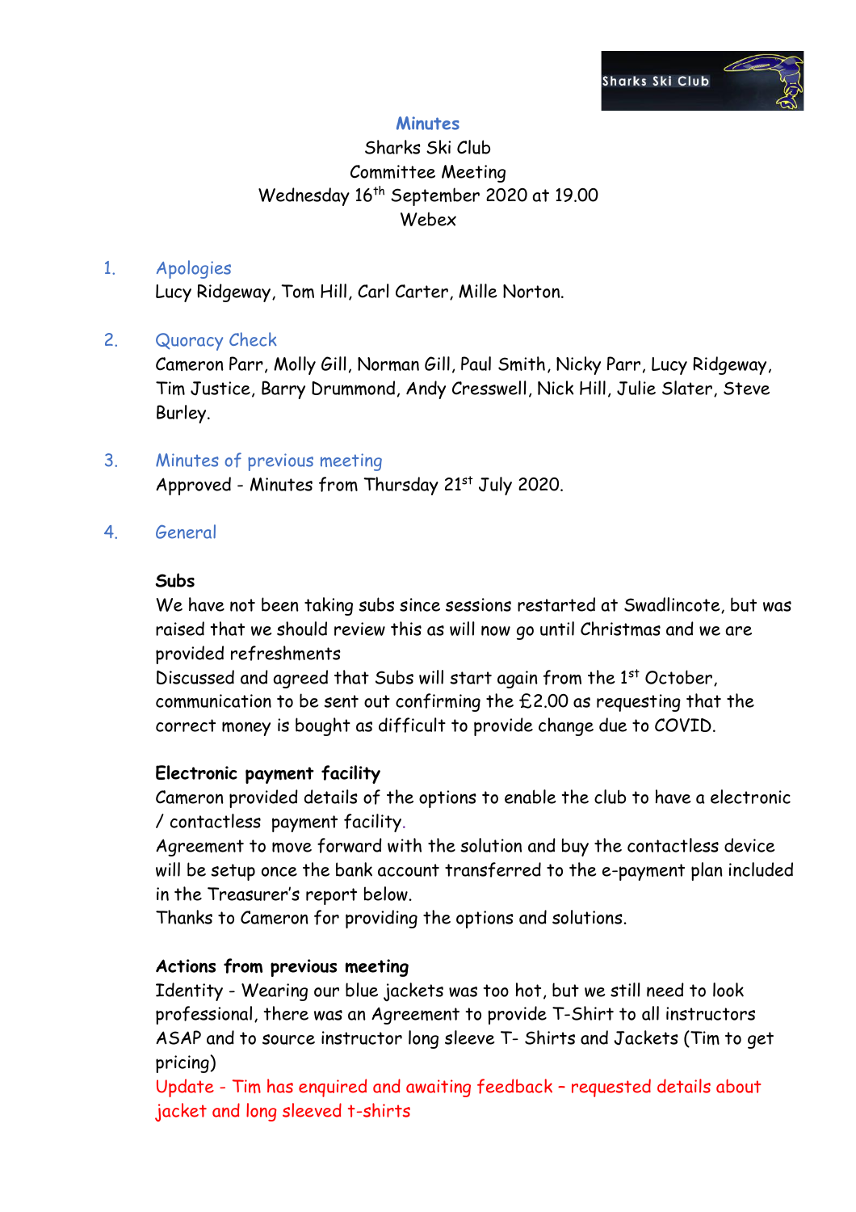# Minutes

Sharks Ski Club
Committee Meeting
Wednesday 16th September 2020 at 19.00
Webex

## 1. Apologies

Lucy Ridgeway, Tom Hill, Carl Carter, Mille Norton.

## 2. Quoracy Check

Cameron Parr, Molly Gill, Norman Gill, Paul Smith, Nicky Parr, Lucy Ridgeway, Tim Justice, Barry Drummond, Andy Cresswell, Nick Hill, Julie Slater, Steve Burley.

## 3. Minutes of previous meeting

Approved - Minutes from Thursday 21st July 2020.

## 4. General

**Subs**

We have not been taking subs since sessions restarted at Swadlincote, but was raised that we should review this as will now go until Christmas and we are provided refreshments

Discussed and agreed that Subs will start again from the 1st October, communication to be sent out confirming the £2.00 as requesting that the correct money is bought as difficult to provide change due to COVID.

**Electronic payment facility**

Cameron provided details of the options to enable the club to have a electronic / contactless payment facility.

Agreement to move forward with the solution and buy the contactless device will be setup once the bank account transferred to the e-payment plan included in the Treasurer's report below.

Thanks to Cameron for providing the options and solutions.

**Actions from previous meeting**

Identity - Wearing our blue jackets was too hot, but we still need to look professional, there was an Agreement to provide T-Shirt to all instructors ASAP and to source instructor long sleeve T- Shirts and Jackets (Tim to get pricing)

Update - Tim has enquired and awaiting feedback – requested details about jacket and long sleeved t-shirts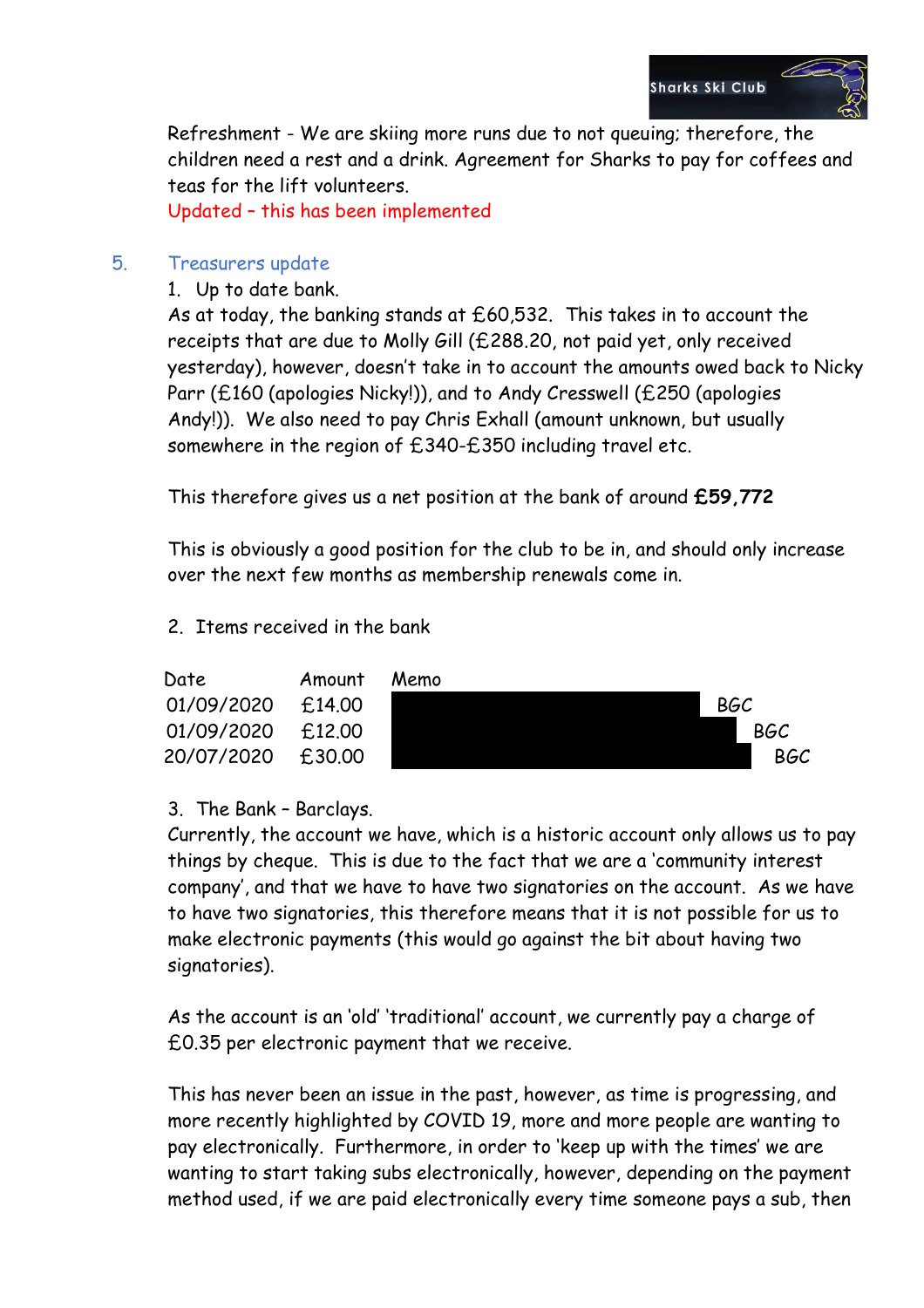Refreshment - We are skiing more runs due to not queuing; therefore, the children need a rest and a drink. Agreement for Sharks to pay for coffees and teas for the lift volunteers.

Updated – this has been implemented

## 5. Treasurers update

1. Up to date bank.

As at today, the banking stands at £60,532. This takes in to account the receipts that are due to Molly Gill (£288.20, not paid yet, only received yesterday), however, doesn't take in to account the amounts owed back to Nicky Parr (£160 (apologies Nicky!)), and to Andy Cresswell (£250 (apologies Andy!)). We also need to pay Chris Exhall (amount unknown, but usually somewhere in the region of £340-£350 including travel etc.

This therefore gives us a net position at the bank of around **£59,772**

This is obviously a good position for the club to be in, and should only increase over the next few months as membership renewals come in.

2. Items received in the bank

| Date | Amount | Memo |
|---|---|---|
| 01/09/2020 | £14.00 | BGC |
| 01/09/2020 | £12.00 | BGC |
| 20/07/2020 | £30.00 | BGC |

3. The Bank – Barclays.

Currently, the account we have, which is a historic account only allows us to pay things by cheque. This is due to the fact that we are a 'community interest company', and that we have to have two signatories on the account. As we have to have two signatories, this therefore means that it is not possible for us to make electronic payments (this would go against the bit about having two signatories).

As the account is an 'old' 'traditional' account, we currently pay a charge of £0.35 per electronic payment that we receive.

This has never been an issue in the past, however, as time is progressing, and more recently highlighted by COVID 19, more and more people are wanting to pay electronically. Furthermore, in order to 'keep up with the times' we are wanting to start taking subs electronically, however, depending on the payment method used, if we are paid electronically every time someone pays a sub, then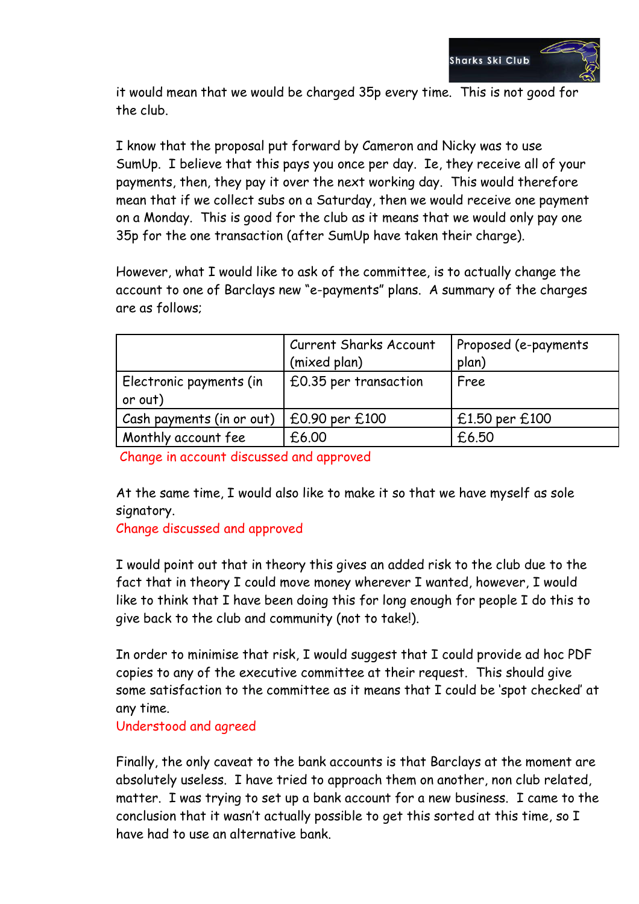it would mean that we would be charged 35p every time. This is not good for the club.

I know that the proposal put forward by Cameron and Nicky was to use SumUp. I believe that this pays you once per day. Ie, they receive all of your payments, then, they pay it over the next working day. This would therefore mean that if we collect subs on a Saturday, then we would receive one payment on a Monday. This is good for the club as it means that we would only pay one 35p for the one transaction (after SumUp have taken their charge).

However, what I would like to ask of the committee, is to actually change the account to one of Barclays new "e-payments" plans. A summary of the charges are as follows;

| | Current Sharks Account (mixed plan) | Proposed (e-payments plan) |
|---|---|---|
| Electronic payments (in or out) | £0.35 per transaction | Free |
| Cash payments (in or out) | £0.90 per £100 | £1.50 per £100 |
| Monthly account fee | £6.00 | £6.50 |

Change in account discussed and approved

At the same time, I would also like to make it so that we have myself as sole signatory.

Change discussed and approved

I would point out that in theory this gives an added risk to the club due to the fact that in theory I could move money wherever I wanted, however, I would like to think that I have been doing this for long enough for people I do this to give back to the club and community (not to take!).

In order to minimise that risk, I would suggest that I could provide ad hoc PDF copies to any of the executive committee at their request. This should give some satisfaction to the committee as it means that I could be 'spot checked' at any time.

Understood and agreed

Finally, the only caveat to the bank accounts is that Barclays at the moment are absolutely useless. I have tried to approach them on another, non club related, matter. I was trying to set up a bank account for a new business. I came to the conclusion that it wasn't actually possible to get this sorted at this time, so I have had to use an alternative bank.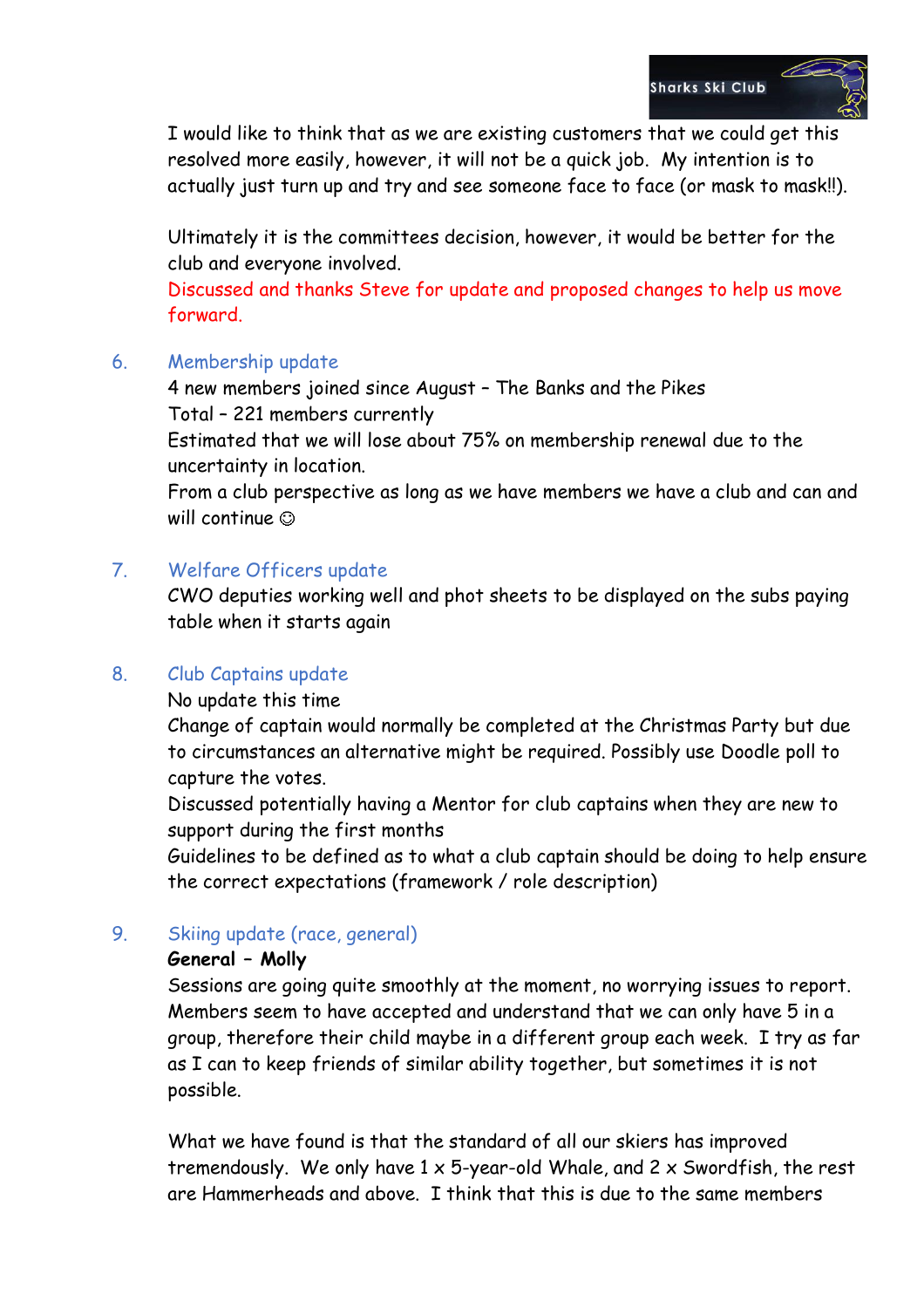I would like to think that as we are existing customers that we could get this resolved more easily, however, it will not be a quick job. My intention is to actually just turn up and try and see someone face to face (or mask to mask!!).

Ultimately it is the committees decision, however, it would be better for the club and everyone involved.
Discussed and thanks Steve for update and proposed changes to help us move forward.

6. Membership update
   4 new members joined since August – The Banks and the Pikes
   Total – 221 members currently
   Estimated that we will lose about 75% on membership renewal due to the uncertainty in location.
   From a club perspective as long as we have members we have a club and can and will continue ☺

7. Welfare Officers update
   CWO deputies working well and phot sheets to be displayed on the subs paying table when it starts again

8. Club Captains update
   No update this time
   Change of captain would normally be completed at the Christmas Party but due to circumstances an alternative might be required. Possibly use Doodle poll to capture the votes.
   Discussed potentially having a Mentor for club captains when they are new to support during the first months
   Guidelines to be defined as to what a club captain should be doing to help ensure the correct expectations (framework / role description)

9. Skiing update (race, general)
   **General – Molly**
   Sessions are going quite smoothly at the moment, no worrying issues to report. Members seem to have accepted and understand that we can only have 5 in a group, therefore their child maybe in a different group each week. I try as far as I can to keep friends of similar ability together, but sometimes it is not possible.

   What we have found is that the standard of all our skiers has improved tremendously. We only have 1 x 5-year-old Whale, and 2 x Swordfish, the rest are Hammerheads and above. I think that this is due to the same members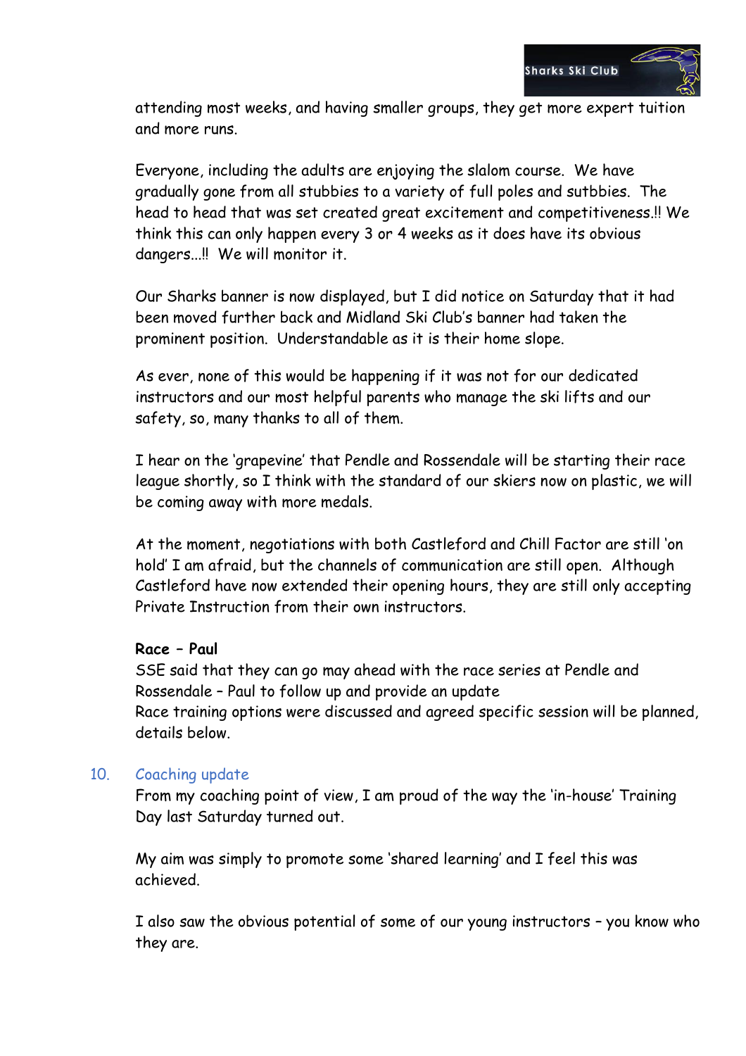attending most weeks, and having smaller groups, they get more expert tuition and more runs.

Everyone, including the adults are enjoying the slalom course. We have gradually gone from all stubbies to a variety of full poles and sutbbies. The head to head that was set created great excitement and competitiveness.!! We think this can only happen every 3 or 4 weeks as it does have its obvious dangers...!! We will monitor it.

Our Sharks banner is now displayed, but I did notice on Saturday that it had been moved further back and Midland Ski Club's banner had taken the prominent position. Understandable as it is their home slope.

As ever, none of this would be happening if it was not for our dedicated instructors and our most helpful parents who manage the ski lifts and our safety, so, many thanks to all of them.

I hear on the 'grapevine' that Pendle and Rossendale will be starting their race league shortly, so I think with the standard of our skiers now on plastic, we will be coming away with more medals.

At the moment, negotiations with both Castleford and Chill Factor are still 'on hold' I am afraid, but the channels of communication are still open. Although Castleford have now extended their opening hours, they are still only accepting Private Instruction from their own instructors.

**Race – Paul**
SSE said that they can go may ahead with the race series at Pendle and Rossendale – Paul to follow up and provide an update
Race training options were discussed and agreed specific session will be planned, details below.

10. Coaching update

From my coaching point of view, I am proud of the way the 'in-house' Training Day last Saturday turned out.

My aim was simply to promote some 'shared learning' and I feel this was achieved.

I also saw the obvious potential of some of our young instructors – you know who they are.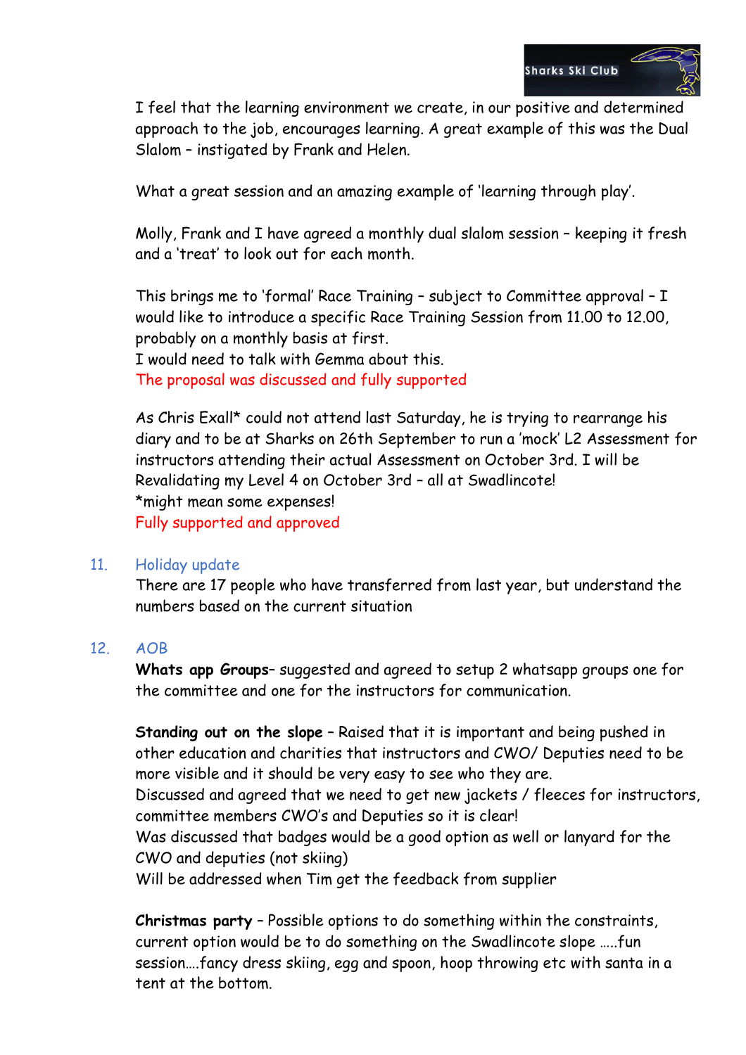I feel that the learning environment we create, in our positive and determined approach to the job, encourages learning. A great example of this was the Dual Slalom – instigated by Frank and Helen.

What a great session and an amazing example of 'learning through play'.

Molly, Frank and I have agreed a monthly dual slalom session – keeping it fresh and a 'treat' to look out for each month.

This brings me to 'formal' Race Training – subject to Committee approval – I would like to introduce a specific Race Training Session from 11.00 to 12.00, probably on a monthly basis at first.
I would need to talk with Gemma about this.
The proposal was discussed and fully supported

As Chris Exall* could not attend last Saturday, he is trying to rearrange his diary and to be at Sharks on 26th September to run a 'mock' L2 Assessment for instructors attending their actual Assessment on October 3rd. I will be Revalidating my Level 4 on October 3rd – all at Swadlincote!
*might mean some expenses!
Fully supported and approved

## 11. Holiday update

There are 17 people who have transferred from last year, but understand the numbers based on the current situation

## 12. AOB

**Whats app Groups**– suggested and agreed to setup 2 whatsapp groups one for the committee and one for the instructors for communication.

**Standing out on the slope** – Raised that it is important and being pushed in other education and charities that instructors and CWO/ Deputies need to be more visible and it should be very easy to see who they are.
Discussed and agreed that we need to get new jackets / fleeces for instructors, committee members CWO's and Deputies so it is clear!
Was discussed that badges would be a good option as well or lanyard for the CWO and deputies (not skiing)
Will be addressed when Tim get the feedback from supplier

**Christmas party** – Possible options to do something within the constraints, current option would be to do something on the Swadlincote slope …..fun session….fancy dress skiing, egg and spoon, hoop throwing etc with santa in a tent at the bottom.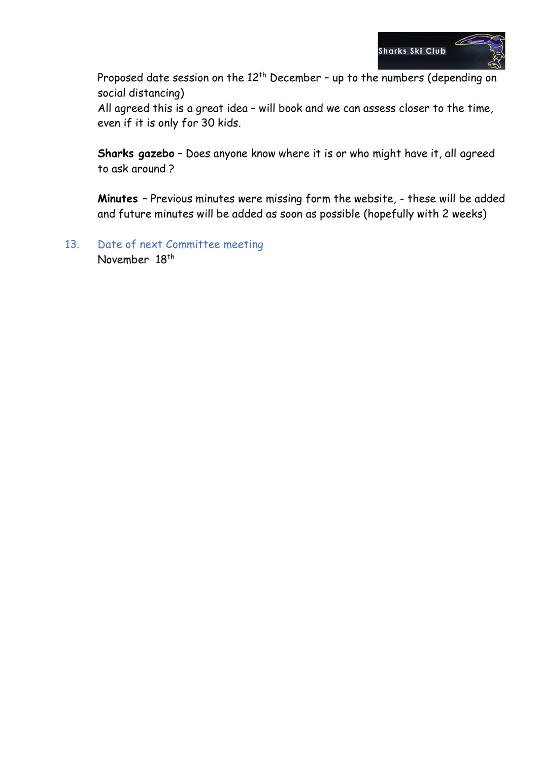Proposed date session on the 12th December – up to the numbers (depending on social distancing)
All agreed this is a great idea – will book and we can assess closer to the time, even if it is only for 30 kids.

**Sharks gazebo** – Does anyone know where it is or who might have it, all agreed to ask around ?

**Minutes** – Previous minutes were missing form the website, - these will be added and future minutes will be added as soon as possible (hopefully with 2 weeks)

## 13. Date of next Committee meeting

November 18th